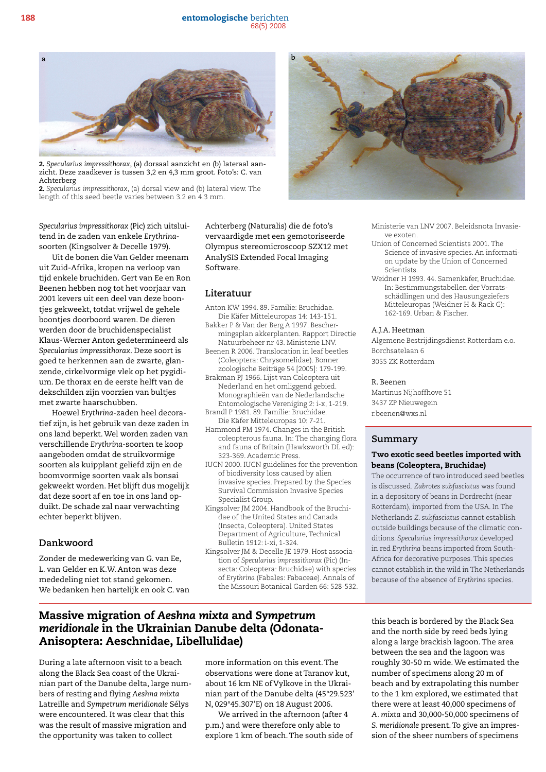**2.** *Specularius impressithorax*, (a) dorsaal aanzicht en (b) lateraal aanzicht. Deze zaadkever is tussen 3,2 en 4,3 mm groot. Foto's: C. van Achterberg

**2.** *Specularius impressithorax*, (a) dorsal view and (b) lateral view. The length of this seed beetle varies between 3.2 en 4.3 mm.

*Specularius impressithorax* (Pic) zich uitsluitend in de zaden van enkele *Erythrina*-soorten (Kingsolver & Decelle 1979).

Uit de bonen die Van Gelder meenam uit Zuid-Afrika, kropen na verloop van tijd enkele bruchiden. Gert van Ee en Ron Beenen hebben nog tot het voorjaar van 2001 kevers uit een deel van deze boontjes gekweekt, totdat vrijwel de gehele boontjes doorboord waren. De dieren werden door de bruchidenspecialist Klaus-Werner Anton gedetermineerd als *Specularius impressithorax*. Deze soort is goed te herkennen aan de zwarte, glanzende, cirkelvormige vlek op het pygidium. De thorax en de eerste helft van de dekschilden zijn voorzien van bultjes met zwarte haarschubben.

Hoewel *Erythrina*-zaden heel decoratief zijn, is het gebruik van deze zaden in ons land beperkt. Wel worden zaden van verschillende *Erythrina*-soorten te koop aangeboden omdat de struikvormige soorten als kuipplant geliefd zijn en de boomvormige soorten vaak als bonsai gekweekt worden. Het blijft dus mogelijk dat deze soort af en toe in ons land opduikt. De schade zal naar verwachting echter beperkt blijven.

## Dankwoord

Zonder de medewerking van G. van Ee, L. van Gelder en K.W. Anton was deze mededeling niet tot stand gekomen. We bedanken hen hartelijk en ook C. van Achterberg (Naturalis) die de foto's vervaardigde met een gemotoriseerde Olympus stereomicroscoop SZX12 met AnalySIS Extended Focal Imaging Software.

## Literatuur

Anton KW 1994. 89. Familie: Bruchidae. Die Käfer Mitteleuropas 14: 143-151.

Bakker P & Van der Berg A 1997. Beschermingsplan akkerplanten. Rapport Directie Natuurbeheer nr 43. Ministerie LNV.

Beenen R 2006. Translocation in leaf beetles (Coleoptera: Chrysomelidae). Bonner zoologische Beiträge 54 [2005]: 179-199.

Brakman PJ 1966. Lijst van Coleoptera uit Nederland en het omliggend gebied. Monographieën van de Nederlandsche Entomologische Vereniging 2: i-x, 1-219.

Brandl P 1981. 89. Familie: Bruchidae. Die Käfer Mitteleuropas 10: 7-21.

Hammond PM 1974. Changes in the British coleopterous fauna. In: The changing flora and fauna of Britain (Hawksworth DL ed): 323-369. Academic Press.

IUCN 2000. IUCN guidelines for the prevention of biodiversity loss caused by alien invasive species. Prepared by the Species Survival Commission Invasive Species Specialist Group.

Kingsolver JM 2004. Handbook of the Bruchidae of the United States and Canada (Insecta, Coleoptera). United States Department of Agriculture, Technical Bulletin 1912: i-xi, 1-324.

Kingsolver JM & Decelle JE 1979. Host association of *Specularius impressithorax* (Pic) (Insecta: Coleoptera: Bruchidae) with species of *Erythrina* (Fabales: Fabaceae). Annals of the Missouri Botanical Garden 66: 528-532.

Ministerie van LNV 2007. Beleidsnota Invasieve exoten.

Union of Concerned Scientists 2001. The Science of invasive species. An information update by the Union of Concerned Scientists.

Weidner H 1993. 44. Samenkäfer, Bruchidae. In: Bestimmungstabellen der Vorratsschädlingen und des Hausungeziefers Mitteleuropas (Weidner H & Rack G): 162-169. Urban & Fischer.

A.J.A. Heetman
Algemene Bestrijdingsdienst Rotterdam e.o.
Borchsatelaan 6
3055 ZK Rotterdam

R. Beenen
Martinus Nijhoffhove 51
3437 ZP Nieuwegein
r.beenen@wxs.nl

## Summary

**Two exotic seed beetles imported with beans (Coleoptera, Bruchidae)**

The occurrence of two introduced seed beetles is discussed. *Zabrotes subfasciatus* was found in a depository of beans in Dordrecht (near Rotterdam), imported from the USA. In The Netherlands *Z. subfasciatus* cannot establish outside buildings because of the climatic conditions. *Specularius impressithorax* developed in red *Erythrina* beans imported from South-Africa for decorative purposes. This species cannot establish in the wild in The Netherlands because of the absence of *Erythrina* species.

# Massive migration of *Aeshna mixta* and *Sympetrum meridionale* in the Ukrainian Danube delta (Odonata-Anisoptera: Aeschnidae, Libellulidae)

During a late afternoon visit to a beach along the Black Sea coast of the Ukrainian part of the Danube delta, large numbers of resting and flying *Aeshna mixta* Latreille and *Sympetrum meridionale* Sélys were encountered. It was clear that this was the result of massive migration and the opportunity was taken to collect more information on this event. The observations were done at Taranov kut, about 16 km NE of Vylkove in the Ukrainian part of the Danube delta (45°29.523' N, 029°45.307'E) on 18 August 2006.

We arrived in the afternoon (after 4 p.m.) and were therefore only able to explore 1 km of beach. The south side of this beach is bordered by the Black Sea and the north side by reed beds lying along a large brackish lagoon. The area between the sea and the lagoon was roughly 30-50 m wide. We estimated the number of specimens along 20 m of beach and by extrapolating this number to the 1 km explored, we estimated that there were at least 40,000 specimens of *A. mixta* and 30,000-50,000 specimens of *S. meridionale* present. To give an impression of the sheer numbers of specimens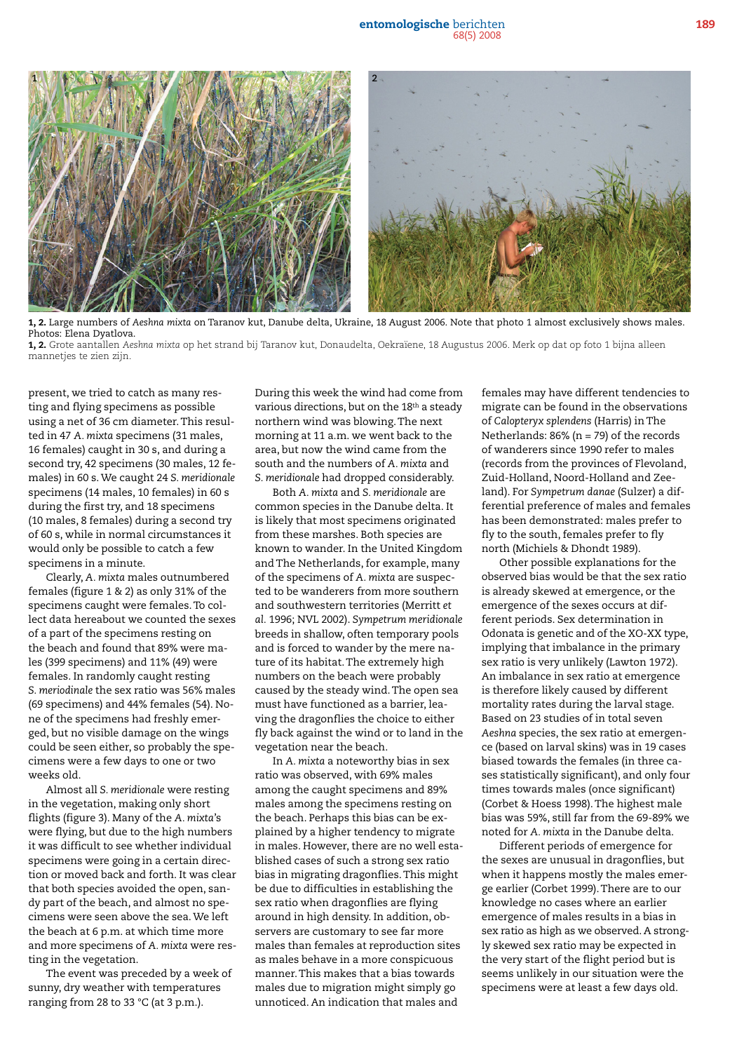**1, 2.** Large numbers of *Aeshna mixta* on Taranov kut, Danube delta, Ukraine, 18 August 2006. Note that photo 1 almost exclusively shows males. Photos: Elena Dyatlova.
**1, 2.** Grote aantallen *Aeshna mixta* op het strand bij Taranov kut, Donaudelta, Oekraïene, 18 Augustus 2006. Merk op dat op foto 1 bijna alleen mannetjes te zien zijn.

present, we tried to catch as many resting and flying specimens as possible using a net of 36 cm diameter. This resulted in 47 *A. mixta* specimens (31 males, 16 females) caught in 30 s, and during a second try, 42 specimens (30 males, 12 females) in 60 s. We caught 24 *S. meridionale* specimens (14 males, 10 females) in 60 s during the first try, and 18 specimens (10 males, 8 females) during a second try of 60 s, while in normal circumstances it would only be possible to catch a few specimens in a minute.

Clearly, *A. mixta* males outnumbered females (figure 1 & 2) as only 31% of the specimens caught were females. To collect data hereabout we counted the sexes of a part of the specimens resting on the beach and found that 89% were males (399 specimens) and 11% (49) were females. In randomly caught resting *S. meriodinale* the sex ratio was 56% males (69 specimens) and 44% females (54). None of the specimens had freshly emerged, but no visible damage on the wings could be seen either, so probably the specimens were a few days to one or two weeks old.

Almost all *S. meridionale* were resting in the vegetation, making only short flights (figure 3). Many of the *A. mixta*'s were flying, but due to the high numbers it was difficult to see whether individual specimens were going in a certain direction or moved back and forth. It was clear that both species avoided the open, sandy part of the beach, and almost no specimens were seen above the sea. We left the beach at 6 p.m. at which time more and more specimens of *A. mixta* were resting in the vegetation.

The event was preceded by a week of sunny, dry weather with temperatures ranging from 28 to 33 °C (at 3 p.m.). During this week the wind had come from various directions, but on the 18th a steady northern wind was blowing. The next morning at 11 a.m. we went back to the area, but now the wind came from the south and the numbers of *A. mixta* and *S. meridionale* had dropped considerably.

Both *A. mixta* and *S. meridionale* are common species in the Danube delta. It is likely that most specimens originated from these marshes. Both species are known to wander. In the United Kingdom and The Netherlands, for example, many of the specimens of *A. mixta* are suspected to be wanderers from more southern and southwestern territories (Merritt *et al.* 1996; NVL 2002). *Sympetrum meridionale* breeds in shallow, often temporary pools and is forced to wander by the mere nature of its habitat. The extremely high numbers on the beach were probably caused by the steady wind. The open sea must have functioned as a barrier, leaving the dragonflies the choice to either fly back against the wind or to land in the vegetation near the beach.

In *A. mixta* a noteworthy bias in sex ratio was observed, with 69% males among the caught specimens and 89% males among the specimens resting on the beach. Perhaps this bias can be explained by a higher tendency to migrate in males. However, there are no well established cases of such a strong sex ratio bias in migrating dragonflies. This might be due to difficulties in establishing the sex ratio when dragonflies are flying around in high density. In addition, observers are customary to see far more males than females at reproduction sites as males behave in a more conspicuous manner. This makes that a bias towards males due to migration might simply go unnoticed. An indication that males and females may have different tendencies to migrate can be found in the observations of *Calopteryx splendens* (Harris) in The Netherlands: 86% (n = 79) of the records of wanderers since 1990 refer to males (records from the provinces of Flevoland, Zuid-Holland, Noord-Holland and Zeeland). For *Sympetrum danae* (Sulzer) a differential preference of males and females has been demonstrated: males prefer to fly to the south, females prefer to fly north (Michiels & Dhondt 1989).

Other possible explanations for the observed bias would be that the sex ratio is already skewed at emergence, or the emergence of the sexes occurs at different periods. Sex determination in Odonata is genetic and of the XO-XX type, implying that imbalance in the primary sex ratio is very unlikely (Lawton 1972). An imbalance in sex ratio at emergence is therefore likely caused by different mortality rates during the larval stage. Based on 23 studies of in total seven *Aeshna* species, the sex ratio at emergence (based on larval skins) was in 19 cases biased towards the females (in three cases statistically significant), and only four times towards males (once significant) (Corbet & Hoess 1998). The highest male bias was 59%, still far from the 69-89% we noted for *A. mixta* in the Danube delta.

Different periods of emergence for the sexes are unusual in dragonflies, but when it happens mostly the males emerge earlier (Corbet 1999). There are to our knowledge no cases where an earlier emergence of males results in a bias in sex ratio as high as we observed. A strongly skewed sex ratio may be expected in the very start of the flight period but is seems unlikely in our situation were the specimens were at least a few days old.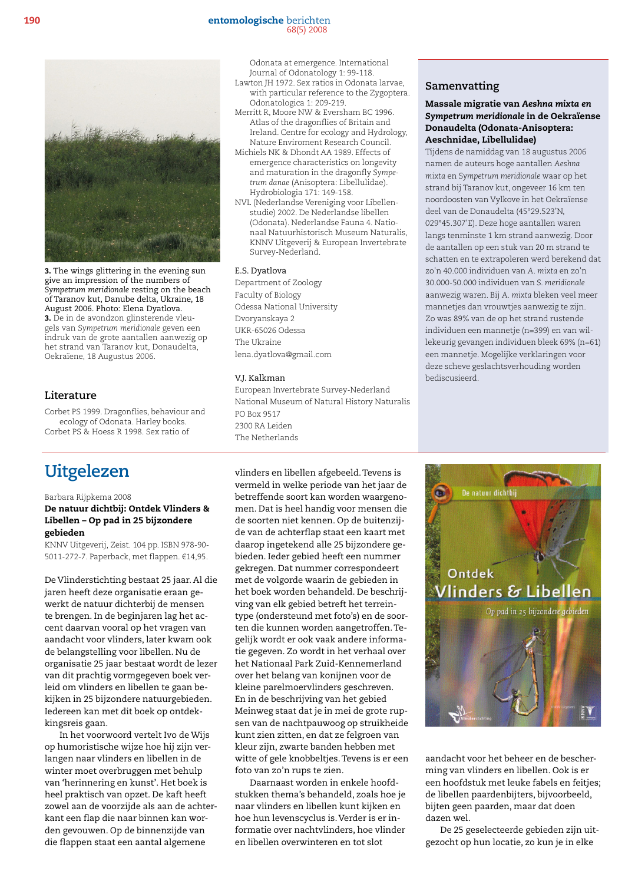3. The wings glittering in the evening sun give an impression of the numbers of *Sympetrum meridionale* resting on the beach of Taranov kut, Danube delta, Ukraine, 18 August 2006. Photo: Elena Dyatlova.
3. De in de avondzon glinsterende vleugels van *Sympetrum meridionale* geven een indruk van de grote aantallen aanwezig op het strand van Taranov kut, Donaudelta, Oekraïene, 18 Augustus 2006.

## Literature

Corbet PS 1999. Dragonflies, behaviour and ecology of Odonata. Harley books.
Corbet PS & Hoess R 1998. Sex ratio of Odonata at emergence. International Journal of Odonatology 1: 99-118.
Lawton JH 1972. Sex ratios in Odonata larvae, with particular reference to the Zygoptera. Odonatologica 1: 209-219.
Merritt R, Moore NW & Eversham BC 1996. Atlas of the dragonflies of Britain and Ireland. Centre for ecology and Hydrology, Nature Enviroment Research Council.
Michiels NK & Dhondt AA 1989. Effects of emergence characteristics on longevity and maturation in the dragonfly *Sympetrum danae* (Anisoptera: Libellulidae). Hydrobiologia 171: 149-158.
NVL (Nederlandse Vereniging voor Libellenstudie) 2002. De Nederlandse libellen (Odonata). Nederlandse Fauna 4. Nationaal Natuurhistorisch Museum Naturalis, KNNV Uitgeverij & European Invertebrate Survey-Nederland.

E.S. Dyatlova
Department of Zoology
Faculty of Biology
Odessa National University
Dvoryanskaya 2
UKR-65026 Odessa
The Ukraine
lena.dyatlova@gmail.com

V.J. Kalkman
European Invertebrate Survey-Nederland
National Museum of Natural History Naturalis
PO Box 9517
2300 RA Leiden
The Netherlands

## Samenvatting

**Massale migratie van *Aeshna mixta* en *Sympetrum meridionale* in de Oekraïense Donaudelta (Odonata-Anisoptera: Aeschnidae, Libellulidae)**

Tijdens de namiddag van 18 augustus 2006 namen de auteurs hoge aantallen *Aeshna mixta* en *Sympetrum meridionale* waar op het strand bij Taranov kut, ongeveer 16 km ten noordoosten van Vylkove in het Oekraïense deel van de Donaudelta (45°29.523'N, 029°45.307'E). Deze hoge aantallen waren langs tenminste 1 km strand aanwezig. Door de aantallen op een stuk van 20 m strand te schatten en te extrapoleren werd berekend dat zo'n 40.000 individuen van *A. mixta* en zo'n 30.000-50.000 individuen van *S. meridionale* aanwezig waren. Bij *A. mixta* bleken veel meer mannetjes dan vrouwtjes aanwezig te zijn. Zo was 89% van de op het strand rustende individuen een mannetje (n=399) en van willekeurig gevangen individuen bleek 69% (n=61) een mannetje. Mogelijke verklaringen voor deze scheve geslachtsverhouding worden bediscussieerd.

# Uitgelezen

Barbara Rijpkema 2008
**De natuur dichtbij: Ontdek Vlinders & Libellen – Op pad in 25 bijzondere gebieden**
KNNV Uitgeverij, Zeist. 104 pp. ISBN 978-90-5011-272-7. Paperback, met flappen. €14,95.

De Vlinderstichting bestaat 25 jaar. Al die jaren heeft deze organisatie eraan gewerkt de natuur dichterbij de mensen te brengen. In de beginjaren lag het accent daarvan vooral op het vragen van aandacht voor vlinders, later kwam ook de belangstelling voor libellen. Nu de organisatie 25 jaar bestaat wordt de lezer van dit prachtig vormgegeven boek verleid om vlinders en libellen te gaan bekijken in 25 bijzondere natuurgebieden. Iedereen kan met dit boek op ontdekkingsreis gaan.

In het voorwoord vertelt Ivo de Wijs op humoristische wijze hoe hij zijn verlangen naar vlinders en libellen in de winter moet overbruggen met behulp van 'herinnering en kunst'. Het boek is heel praktisch van opzet. De kaft heeft zowel aan de voorzijde als aan de achterkant een flap die naar binnen kan worden gevouwen. Op de binnenzijde van die flappen staat een aantal algemene vlinders en libellen afgebeeld. Tevens is vermeld in welke periode van het jaar de betreffende soort kan worden waargenomen. Dat is heel handig voor mensen die de soorten niet kennen. Op de buitenzijde van de achterflap staat een kaart met daarop ingetekend alle 25 bijzondere gebieden. Ieder gebied heeft een nummer gekregen. Dat nummer correspondeert met de volgorde waarin de gebieden in het boek worden behandeld. De beschrijving van elk gebied betreft het terreintype (ondersteund met foto's) en de soorten die kunnen worden aangetroffen. Tegelijk wordt er ook vaak andere informatie gegeven. Zo wordt in het verhaal over het Nationaal Park Zuid-Kennemerland over het belang van konijnen voor de kleine parelmoervlinders geschreven. En in de beschrijving van het gebied Meinweg staat dat je in mei de grote rupsen van de nachtpauwoog op struikheide kunt zien zitten, en dat ze felgroen van kleur zijn, zwarte banden hebben met witte of gele knobbeltjes. Tevens is er een foto van zo'n rups te zien.

Daarnaast worden in enkele hoofdstukken thema's behandeld, zoals hoe je naar vlinders en libellen kunt kijken en hoe hun levenscyclus is. Verder is er informatie over nachtvlinders, hoe vlinder en libellen overwinteren en tot slot aandacht voor het beheer en de bescherming van vlinders en libellen. Ook is er een hoofdstuk met leuke fabels en feitjes; de libellen paardenbijters, bijvoorbeeld, bijten geen paarden, maar dat doen dazen wel.

De 25 geselecteerde gebieden zijn uitgezocht op hun locatie, zo kun je in elke